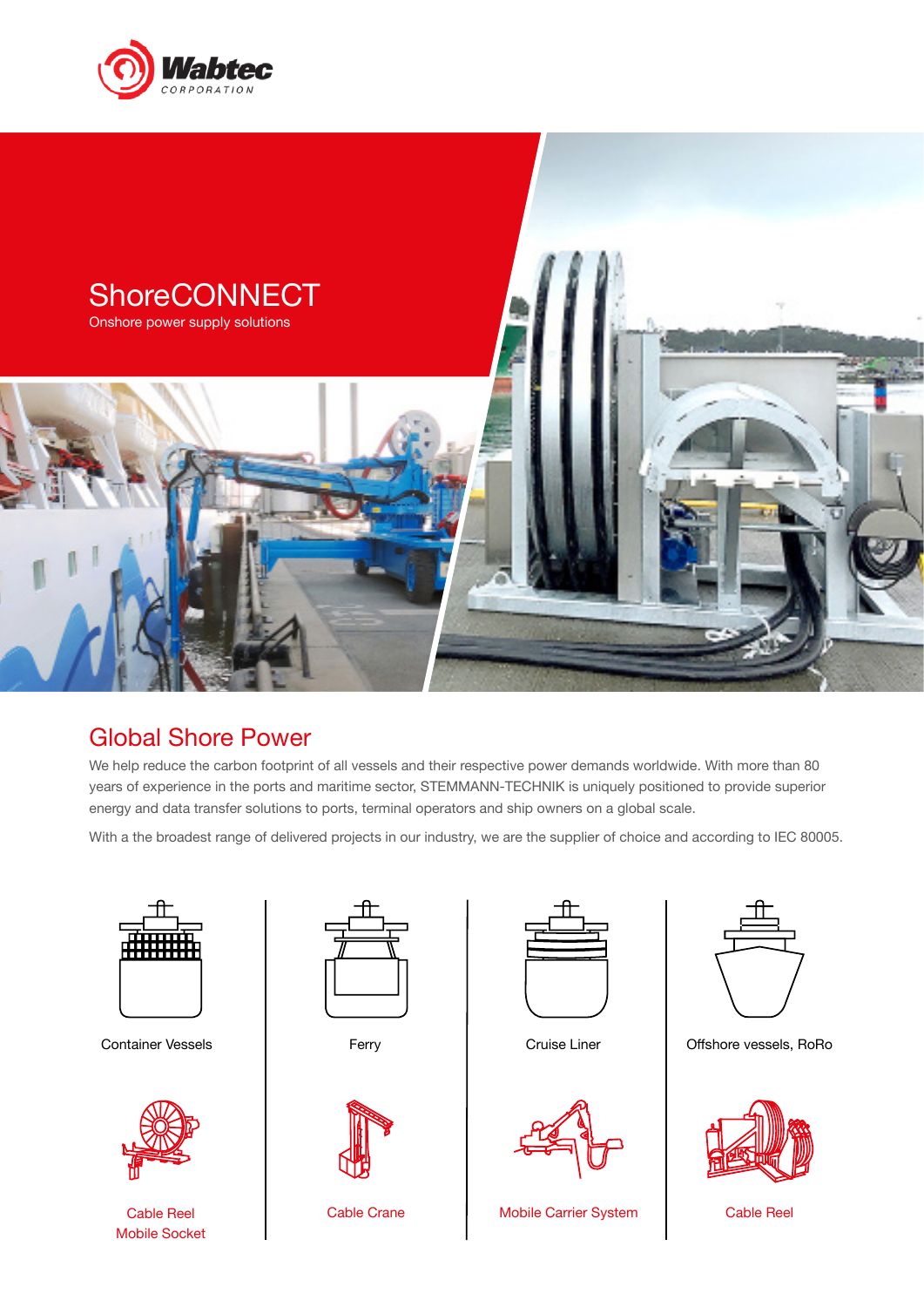# ShoreCONNECT

Onshore power supply solutions

## Global Shore Power

We help reduce the carbon footprint of all vessels and their respective power demands worldwide. With more than 80 years of experience in the ports and maritime sector, STEMMANN-TECHNIK is uniquely positioned to provide superior energy and data transfer solutions to ports, terminal operators and ship owners on a global scale.

With a the broadest range of delivered projects in our industry, we are the supplier of choice and according to IEC 80005.

Container Vessels

Ferry

Cruise Liner

Offshore vessels, RoRo

Cable Reel
Mobile Socket

Cable Crane

Mobile Carrier System

Cable Reel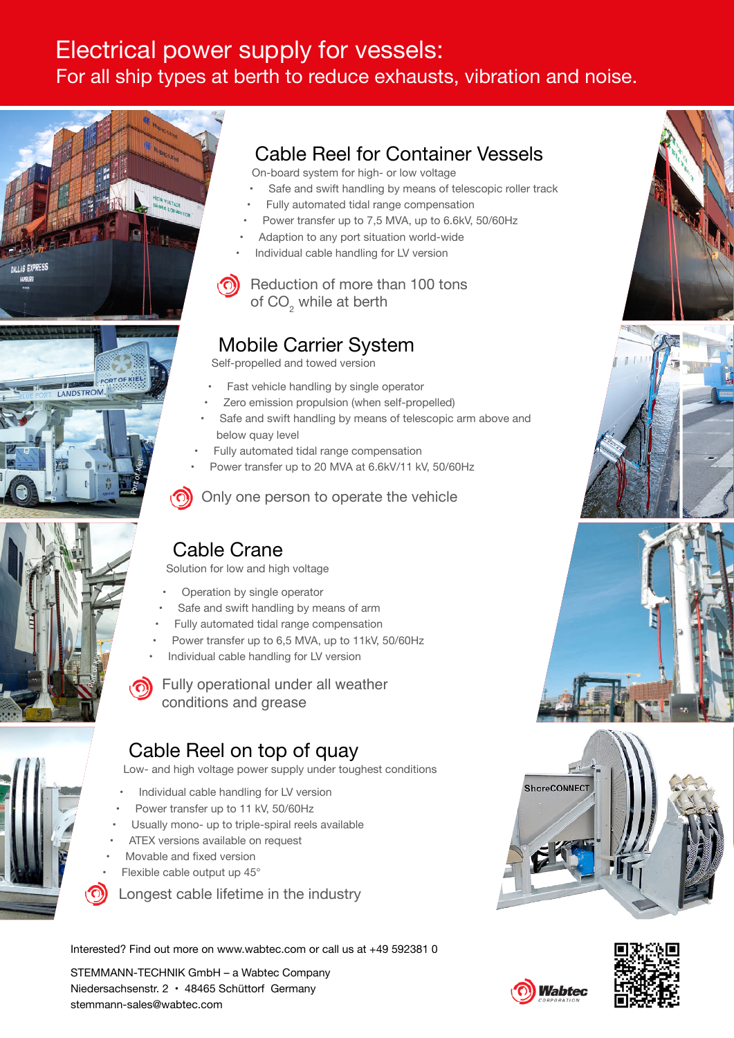# Electrical power supply for vessels:

For all ship types at berth to reduce exhausts, vibration and noise.

## Cable Reel for Container Vessels

On-board system for high- or low voltage

- Safe and swift handling by means of telescopic roller track
- Fully automated tidal range compensation
- Power transfer up to 7,5 MVA, up to 6.6kV, 50/60Hz
- Adaption to any port situation world-wide
- Individual cable handling for LV version

Reduction of more than 100 tons of $CO_2$ while at berth

## Mobile Carrier System

Self-propelled and towed version

- Fast vehicle handling by single operator
- Zero emission propulsion (when self-propelled)
- Safe and swift handling by means of telescopic arm above and below quay level
- Fully automated tidal range compensation
- Power transfer up to 20 MVA at 6.6kV/11 kV, 50/60Hz

Only one person to operate the vehicle

## Cable Crane

Solution for low and high voltage

- Operation by single operator
- Safe and swift handling by means of arm
- Fully automated tidal range compensation
- Power transfer up to 6,5 MVA, up to 11kV, 50/60Hz
- Individual cable handling for LV version

Fully operational under all weather conditions and grease

## Cable Reel on top of quay

Low- and high voltage power supply under toughest conditions

- Individual cable handling for LV version
- Power transfer up to 11 kV, 50/60Hz
- Usually mono- up to triple-spiral reels available
- ATEX versions available on request
- Movable and fixed version
- Flexible cable output up 45°

Longest cable lifetime in the industry

Interested? Find out more on www.wabtec.com or call us at +49 592381 0

STEMMANN-TECHNIK GmbH – a Wabtec Company
Niedersachsenstr. 2 • 48465 Schüttorf Germany
stemmann-sales@wabtec.com